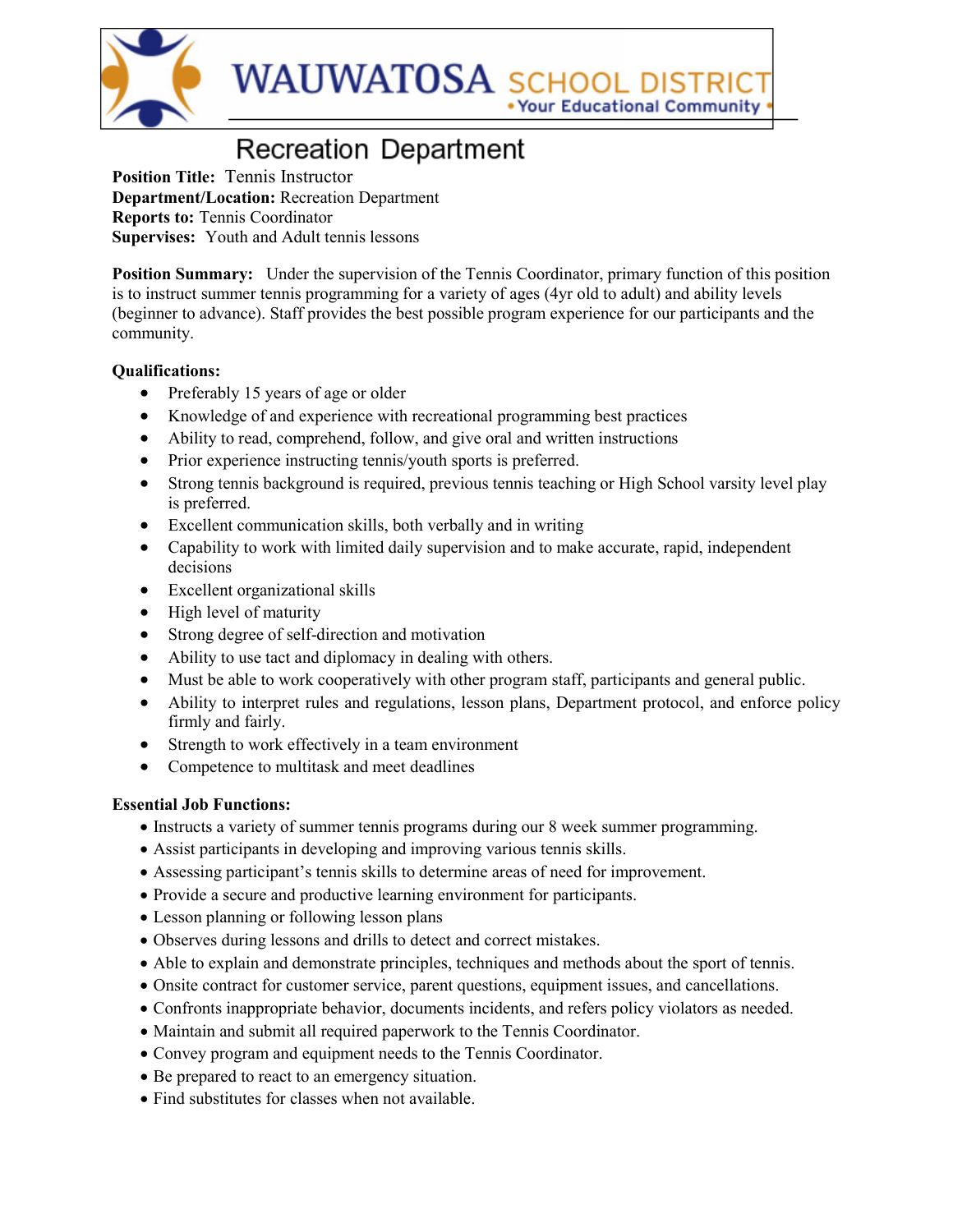# WAUWATOSA SCHOOL DISTRICT

• Your Educational Community •

## Recreation Department

**Position Title:** Tennis Instructor
**Department/Location:** Recreation Department
**Reports to:** Tennis Coordinator
**Supervises:** Youth and Adult tennis lessons

**Position Summary:** Under the supervision of the Tennis Coordinator, primary function of this position is to instruct summer tennis programming for a variety of ages (4yr old to adult) and ability levels (beginner to advance). Staff provides the best possible program experience for our participants and the community.

**Qualifications:**

- Preferably 15 years of age or older
- Knowledge of and experience with recreational programming best practices
- Ability to read, comprehend, follow, and give oral and written instructions
- Prior experience instructing tennis/youth sports is preferred.
- Strong tennis background is required, previous tennis teaching or High School varsity level play is preferred.
- Excellent communication skills, both verbally and in writing
- Capability to work with limited daily supervision and to make accurate, rapid, independent decisions
- Excellent organizational skills
- High level of maturity
- Strong degree of self-direction and motivation
- Ability to use tact and diplomacy in dealing with others.
- Must be able to work cooperatively with other program staff, participants and general public.
- Ability to interpret rules and regulations, lesson plans, Department protocol, and enforce policy firmly and fairly.
- Strength to work effectively in a team environment
- Competence to multitask and meet deadlines

**Essential Job Functions:**

- Instructs a variety of summer tennis programs during our 8 week summer programming.
- Assist participants in developing and improving various tennis skills.
- Assessing participant's tennis skills to determine areas of need for improvement.
- Provide a secure and productive learning environment for participants.
- Lesson planning or following lesson plans
- Observes during lessons and drills to detect and correct mistakes.
- Able to explain and demonstrate principles, techniques and methods about the sport of tennis.
- Onsite contract for customer service, parent questions, equipment issues, and cancellations.
- Confronts inappropriate behavior, documents incidents, and refers policy violators as needed.
- Maintain and submit all required paperwork to the Tennis Coordinator.
- Convey program and equipment needs to the Tennis Coordinator.
- Be prepared to react to an emergency situation.
- Find substitutes for classes when not available.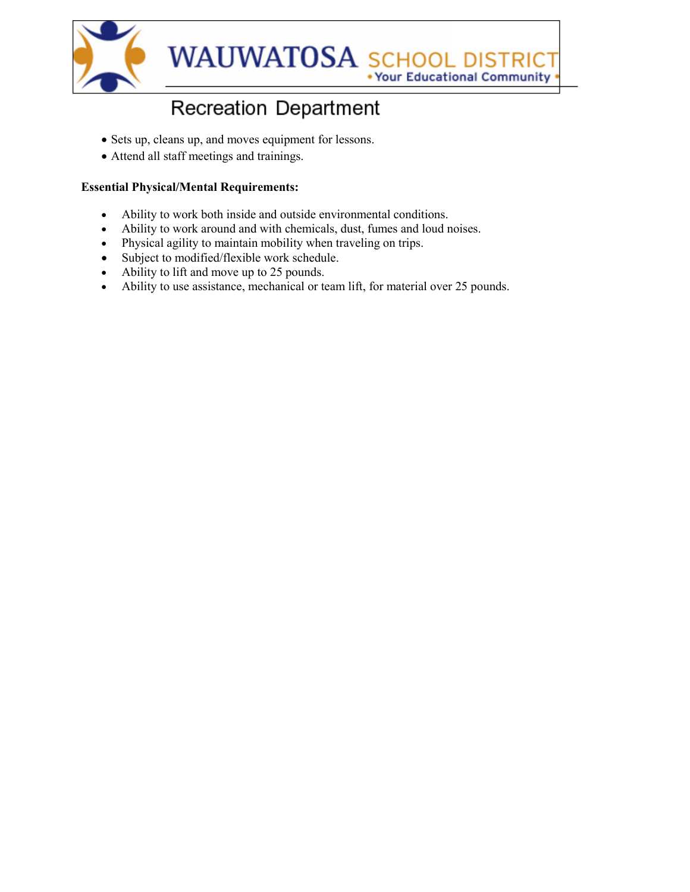- Sets up, cleans up, and moves equipment for lessons.
- Attend all staff meetings and trainings.

**Essential Physical/Mental Requirements:**

- Ability to work both inside and outside environmental conditions.
- Ability to work around and with chemicals, dust, fumes and loud noises.
- Physical agility to maintain mobility when traveling on trips.
- Subject to modified/flexible work schedule.
- Ability to lift and move up to 25 pounds.
- Ability to use assistance, mechanical or team lift, for material over 25 pounds.